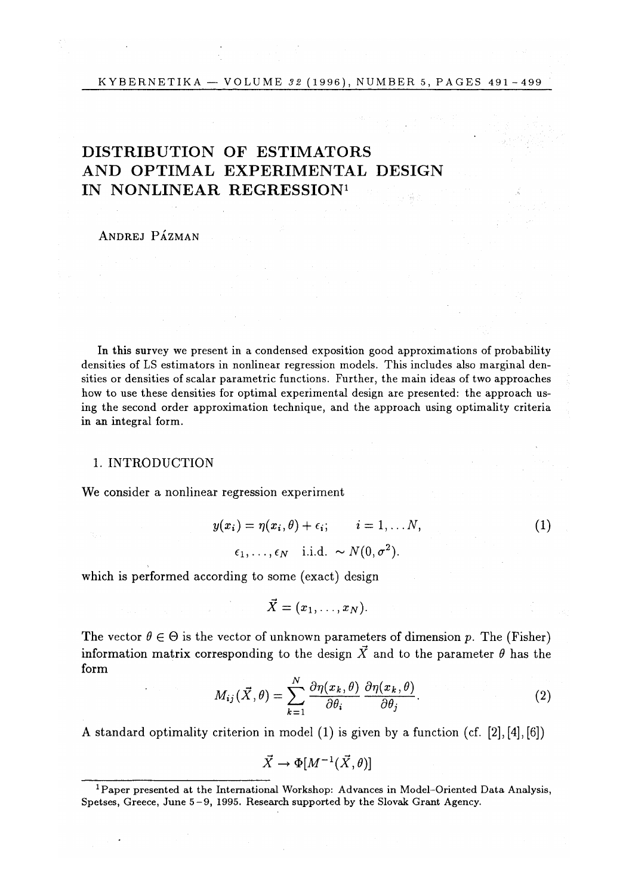# DISTRIBUTION OF ESTIMATORS AND OPTIMAL EXPERIMENTAL DESIGN IN NONLINEAR REGRESSION[1]

ANDREJ PÁZMAN

In this survey we present in a condensed exposition good approximations of probability densities of LS estimators in nonlinear regression models. This includes also marginal densities or densities of scalar parametric functions. Further, the main ideas of two approaches how to use these densities for optimal experimental design are presented: the approach using the second order approximation technique, and the approach using optimality criteria in an integral form.

## 1. INTRODUCTION

We consider a nonlinear regression experiment

$$y(x_i) = \eta(x_i, \theta) + \epsilon_i; \qquad i = 1, \ldots N, \tag{1}$$

$$\epsilon_1, \ldots, \epsilon_N \quad \text{i.i.d.} \sim N(0, \sigma^2).$$

which is performed according to some (exact) design

$$\vec{X} = (x_1, \ldots, x_N).$$

The vector $\theta \in \Theta$ is the vector of unknown parameters of dimension $p$. The (Fisher) information matrix corresponding to the design $\vec{X}$ and to the parameter $\theta$ has the form

$$M_{ij}(\vec{X}, \theta) = \sum_{k=1}^{N} \frac{\partial \eta(x_k, \theta)}{\partial \theta_i} \frac{\partial \eta(x_k, \theta)}{\partial \theta_j}. \tag{2}$$

A standard optimality criterion in model (1) is given by a function (cf. [2], [4], [6])

$$\vec{X} \to \Phi[M^{-1}(\vec{X}, \theta)]$$

[1] Paper presented at the International Workshop: Advances in Model-Oriented Data Analysis, Spetses, Greece, June 5–9, 1995. Research supported by the Slovak Grant Agency.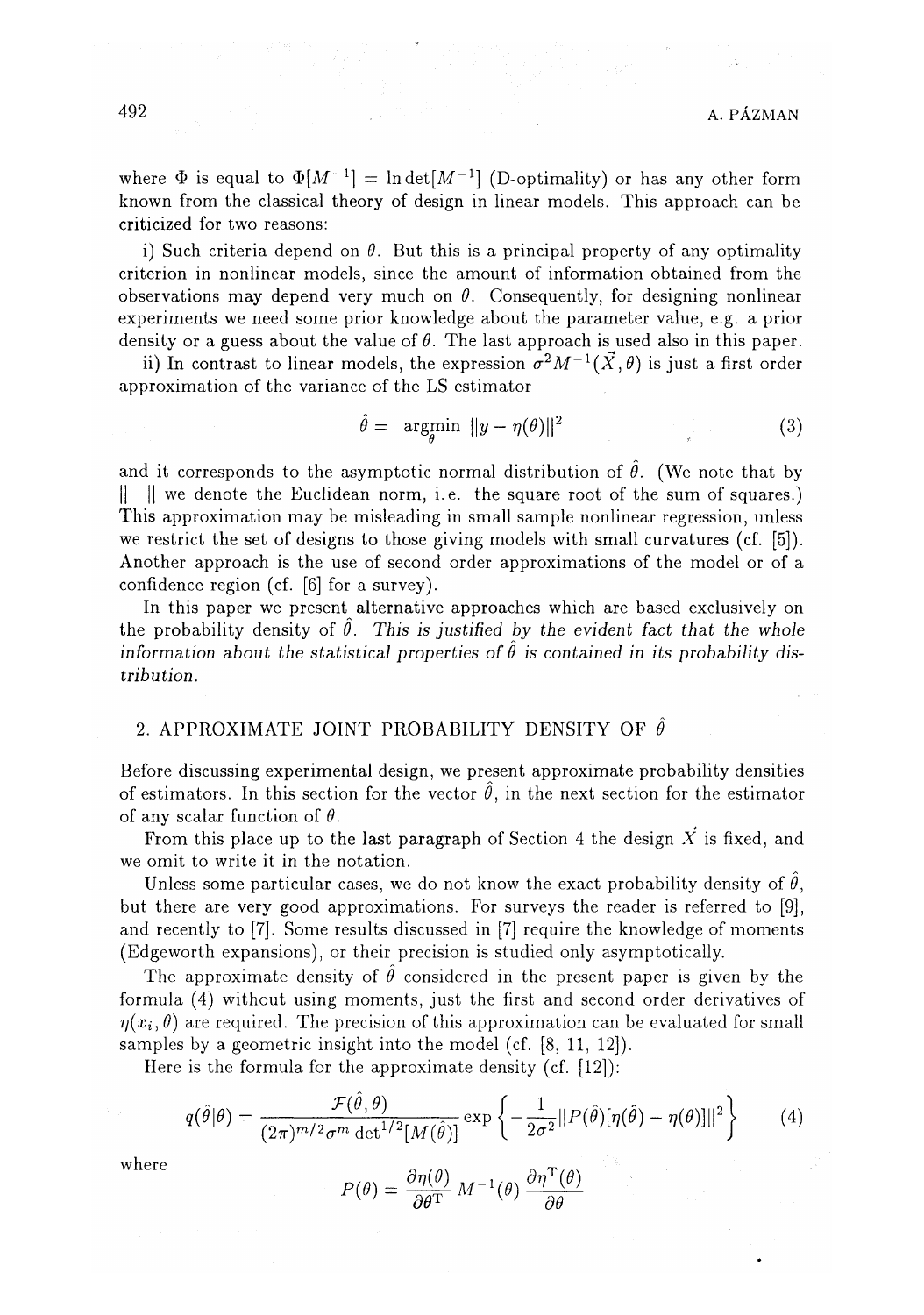where $\Phi$ is equal to $\Phi[M^{-1}] = \ln \det[M^{-1}]$ (D-optimality) or has any other form known from the classical theory of design in linear models. This approach can be criticized for two reasons:

i) Such criteria depend on $\theta$. But this is a principal property of any optimality criterion in nonlinear models, since the amount of information obtained from the observations may depend very much on $\theta$. Consequently, for designing nonlinear experiments we need some prior knowledge about the parameter value, e.g. a prior density or a guess about the value of $\theta$. The last approach is used also in this paper.

ii) In contrast to linear models, the expression $\sigma^2 M^{-1}(\vec{X}, \theta)$ is just a first order approximation of the variance of the LS estimator

$$\hat{\theta} = \underset{\theta}{\operatorname{argmin}} \; \|y - \eta(\theta)\|^2 \tag{3}$$

and it corresponds to the asymptotic normal distribution of $\hat{\theta}$. (We note that by $\| \quad \|$ we denote the Euclidean norm, i.e. the square root of the sum of squares.) This approximation may be misleading in small sample nonlinear regression, unless we restrict the set of designs to those giving models with small curvatures (cf. [5]). Another approach is the use of second order approximations of the model or of a confidence region (cf. [6] for a survey).

In this paper we present alternative approaches which are based exclusively on the probability density of $\hat{\theta}$. *This is justified by the evident fact that the whole information about the statistical properties of $\hat{\theta}$ is contained in its probability distribution.*

## 2. APPROXIMATE JOINT PROBABILITY DENSITY OF $\hat{\theta}$

Before discussing experimental design, we present approximate probability densities of estimators. In this section for the vector $\hat{\theta}$, in the next section for the estimator of any scalar function of $\theta$.

From this place up to the last paragraph of Section 4 the design $\vec{X}$ is fixed, and we omit to write it in the notation.

Unless some particular cases, we do not know the exact probability density of $\hat{\theta}$, but there are very good approximations. For surveys the reader is referred to [9], and recently to [7]. Some results discussed in [7] require the knowledge of moments (Edgeworth expansions), or their precision is studied only asymptotically.

The approximate density of $\hat{\theta}$ considered in the present paper is given by the formula (4) without using moments, just the first and second order derivatives of $\eta(x_i, \theta)$ are required. The precision of this approximation can be evaluated for small samples by a geometric insight into the model (cf. [8, 11, 12]).

Here is the formula for the approximate density (cf. [12]):

$$q(\hat{\theta}|\theta) = \frac{\mathcal{F}(\hat{\theta}, \theta)}{(2\pi)^{m/2} \sigma^m \det^{1/2}[M(\hat{\theta})]} \exp\left\{ -\frac{1}{2\sigma^2} \|P(\hat{\theta})[\eta(\hat{\theta}) - \eta(\theta)]\|^2 \right\} \tag{4}$$

where

$$P(\theta) = \frac{\partial \eta(\theta)}{\partial \theta^{\mathrm{T}}} M^{-1}(\theta) \frac{\partial \eta^{\mathrm{T}}(\theta)}{\partial \theta}$$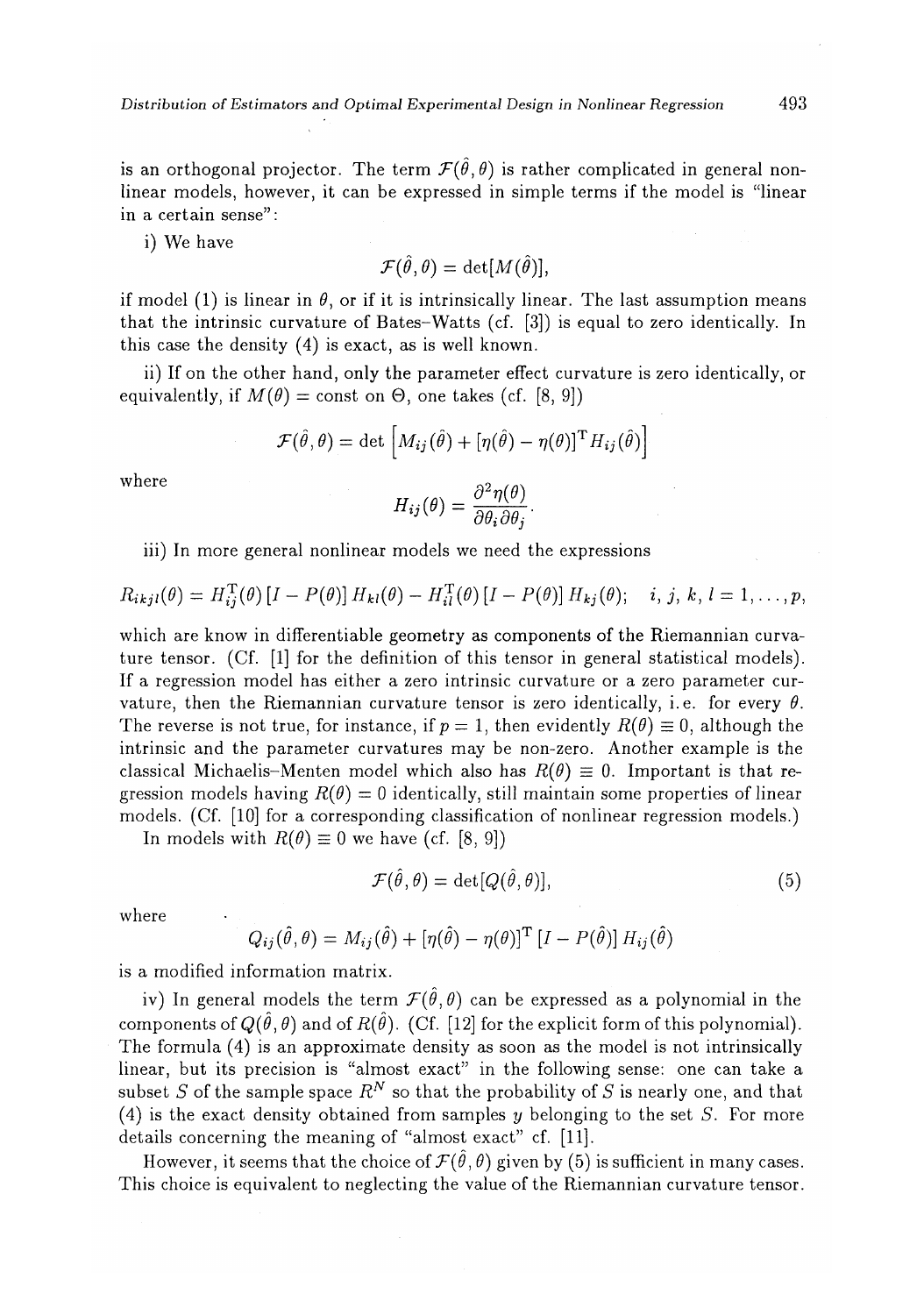is an orthogonal projector. The term $\mathcal{F}(\hat{\theta}, \theta)$ is rather complicated in general nonlinear models, however, it can be expressed in simple terms if the model is "linear in a certain sense":

i) We have

$$\mathcal{F}(\hat{\theta}, \theta) = \det[M(\hat{\theta})],$$

if model (1) is linear in $\theta$, or if it is intrinsically linear. The last assumption means that the intrinsic curvature of Bates–Watts (cf. [3]) is equal to zero identically. In this case the density (4) is exact, as is well known.

ii) If on the other hand, only the parameter effect curvature is zero identically, or equivalently, if $M(\theta) = \text{const}$ on $\Theta$, one takes (cf. [8, 9])

$$\mathcal{F}(\hat{\theta}, \theta) = \det\left[M_{ij}(\hat{\theta}) + [\eta(\hat{\theta}) - \eta(\theta)]^{\mathrm{T}} H_{ij}(\hat{\theta})\right]$$

where

$$H_{ij}(\theta) = \frac{\partial^2 \eta(\theta)}{\partial \theta_i \partial \theta_j}.$$

iii) In more general nonlinear models we need the expressions

$$R_{ikjl}(\theta) = H_{ij}^{\mathrm{T}}(\theta)\,[I - P(\theta)]\,H_{kl}(\theta) - H_{il}^{\mathrm{T}}(\theta)\,[I - P(\theta)]\,H_{kj}(\theta); \quad i,\, j,\, k,\, l = 1, \ldots, p,$$

which are know in differentiable geometry as components of the Riemannian curvature tensor. (Cf. [1] for the definition of this tensor in general statistical models). If a regression model has either a zero intrinsic curvature or a zero parameter curvature, then the Riemannian curvature tensor is zero identically, i.e. for every $\theta$. The reverse is not true, for instance, if $p = 1$, then evidently $R(\theta) \equiv 0$, although the intrinsic and the parameter curvatures may be non-zero. Another example is the classical Michaelis–Menten model which also has $R(\theta) \equiv 0$. Important is that regression models having $R(\theta) = 0$ identically, still maintain some properties of linear models. (Cf. [10] for a corresponding classification of nonlinear regression models.)

In models with $R(\theta) \equiv 0$ we have (cf. [8, 9])

$$\mathcal{F}(\hat{\theta}, \theta) = \det[Q(\hat{\theta}, \theta)], \tag{5}$$

where

$$Q_{ij}(\hat{\theta}, \theta) = M_{ij}(\hat{\theta}) + [\eta(\hat{\theta}) - \eta(\theta)]^{\mathrm{T}}\,[I - P(\hat{\theta})]\,H_{ij}(\hat{\theta})$$

is a modified information matrix.

iv) In general models the term $\mathcal{F}(\hat{\theta}, \theta)$ can be expressed as a polynomial in the components of $Q(\hat{\theta}, \theta)$ and of $R(\hat{\theta})$. (Cf. [12] for the explicit form of this polynomial). The formula (4) is an approximate density as soon as the model is not intrinsically linear, but its precision is "almost exact" in the following sense: one can take a subset $S$ of the sample space $R^N$ so that the probability of $S$ is nearly one, and that (4) is the exact density obtained from samples $y$ belonging to the set $S$. For more details concerning the meaning of "almost exact" cf. [11].

However, it seems that the choice of $\mathcal{F}(\hat{\theta}, \theta)$ given by (5) is sufficient in many cases. This choice is equivalent to neglecting the value of the Riemannian curvature tensor.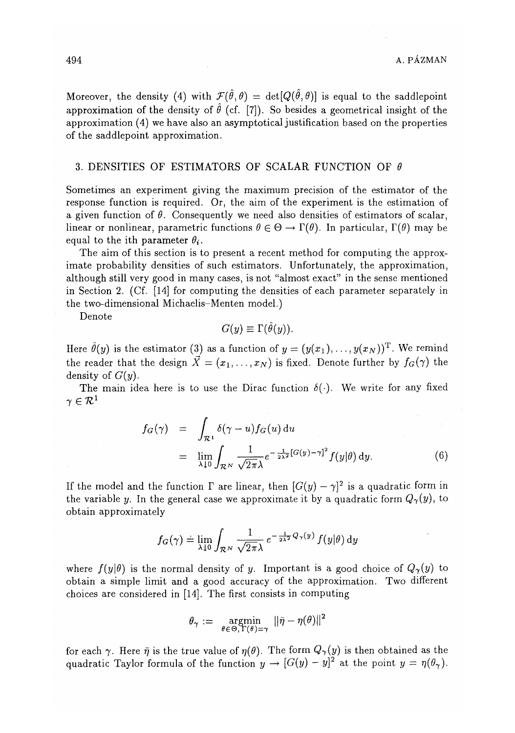Moreover, the density (4) with $\mathcal{F}(\hat{\theta}, \theta) = \det[Q(\hat{\theta}, \theta)]$ is equal to the saddlepoint approximation of the density of $\hat{\theta}$ (cf. [7]). So besides a geometrical insight of the approximation (4) we have also an asymptotical justification based on the properties of the saddlepoint approximation.

## 3. DENSITIES OF ESTIMATORS OF SCALAR FUNCTION OF $\theta$

Sometimes an experiment giving the maximum precision of the estimator of the response function is required. Or, the aim of the experiment is the estimation of a given function of $\theta$. Consequently we need also densities of estimators of scalar, linear or nonlinear, parametric functions $\theta \in \Theta \to \Gamma(\theta)$. In particular, $\Gamma(\theta)$ may be equal to the ith parameter $\theta_i$.

The aim of this section is to present a recent method for computing the approximate probability densities of such estimators. Unfortunately, the approximation, although still very good in many cases, is not "almost exact" in the sense mentioned in Section 2. (Cf. [14] for computing the densities of each parameter separately in the two-dimensional Michaelis–Menten model.)

Denote

$$G(y) \equiv \Gamma(\hat{\theta}(y)).$$

Here $\hat{\theta}(y)$ is the estimator (3) as a function of $y = (y(x_1), \dots, y(x_N))^{\mathrm{T}}$. We remind the reader that the design $\vec{X} = (x_1, \dots, x_N)$ is fixed. Denote further by $f_G(\gamma)$ the density of $G(y)$.

The main idea here is to use the Dirac function $\delta(\cdot)$. We write for any fixed $\gamma \in \mathcal{R}^1$

$$\begin{aligned} f_G(\gamma) &= \int_{\mathcal{R}^1} \delta(\gamma - u) f_G(u) \, \mathrm{d}u \\ &= \lim_{\lambda \downarrow 0} \int_{\mathcal{R}^N} \frac{1}{\sqrt{2\pi}\lambda} e^{-\frac{1}{2\lambda^2}[G(y)-\gamma]^2} f(y|\theta) \, \mathrm{d}y. \end{aligned} \tag{6}$$

If the model and the function $\Gamma$ are linear, then $[G(y) - \gamma]^2$ is a quadratic form in the variable $y$. In the general case we approximate it by a quadratic form $Q_\gamma(y)$, to obtain approximately

$$f_G(\gamma) \doteq \lim_{\lambda \downarrow 0} \int_{\mathcal{R}^N} \frac{1}{\sqrt{2\pi}\lambda} e^{-\frac{1}{2\lambda^2} Q_\gamma(y)} f(y|\theta) \, \mathrm{d}y$$

where $f(y|\theta)$ is the normal density of $y$. Important is a good choice of $Q_\gamma(y)$ to obtain a simple limit and a good accuracy of the approximation. Two different choices are considered in [14]. The first consists in computing

$$\theta_\gamma := \underset{\theta \in \Theta, \Gamma(\theta) = \gamma}{\operatorname{argmin}} \; \|\bar{\eta} - \eta(\theta)\|^2$$

for each $\gamma$. Here $\bar{\eta}$ is the true value of $\eta(\theta)$. The form $Q_\gamma(y)$ is then obtained as the quadratic Taylor formula of the function $y \to [G(y) - y]^2$ at the point $y = \eta(\theta_\gamma)$.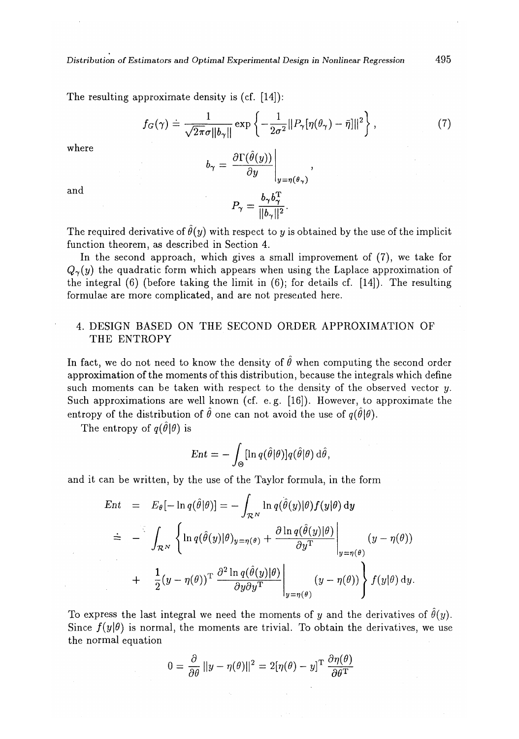The resulting approximate density is (cf. [14]):

$$f_G(\gamma) \doteq \frac{1}{\sqrt{2\pi}\sigma\|b_\gamma\|} \exp\left\{-\frac{1}{2\sigma^2}\|P_\gamma[\eta(\theta_\gamma) - \bar{\eta}]\|^2\right\}, \tag{7}$$

where

$$b_\gamma = \left.\frac{\partial \Gamma(\hat{\theta}(y))}{\partial y}\right|_{y=\eta(\theta_\gamma)},$$

and

$$P_\gamma = \frac{b_\gamma b_\gamma^{\mathrm{T}}}{\|b_\gamma\|^2}.$$

The required derivative of $\hat{\theta}(y)$ with respect to $y$ is obtained by the use of the implicit function theorem, as described in Section 4.

In the second approach, which gives a small improvement of (7), we take for $Q_\gamma(y)$ the quadratic form which appears when using the Laplace approximation of the integral (6) (before taking the limit in (6); for details cf. [14]). The resulting formulae are more complicated, and are not presented here.

## 4. DESIGN BASED ON THE SECOND ORDER APPROXIMATION OF THE ENTROPY

In fact, we do not need to know the density of $\hat{\theta}$ when computing the second order approximation of the moments of this distribution, because the integrals which define such moments can be taken with respect to the density of the observed vector $y$. Such approximations are well known (cf. e. g. [16]). However, to approximate the entropy of the distribution of $\hat{\theta}$ one can not avoid the use of $q(\hat{\theta}|\theta)$.

The entropy of $q(\hat{\theta}|\theta)$ is

$$Ent = -\int_\Theta [\ln q(\hat{\theta}|\theta)] q(\hat{\theta}|\theta)\,\mathrm{d}\hat{\theta},$$

and it can be written, by the use of the Taylor formula, in the form

$$\begin{aligned}
Ent &= E_\theta[-\ln q(\hat{\theta}|\theta)] = -\int_{\mathcal{R}^N} \ln q(\hat{\theta}(y)|\theta) f(y|\theta)\,\mathrm{d}y \\
&\doteq -\int_{\mathcal{R}^N} \left\{ \ln q(\hat{\theta}(y)|\theta)_{y=\eta(\theta)} + \left.\frac{\partial \ln q(\hat{\theta}(y)|\theta)}{\partial y^{\mathrm{T}}}\right|_{y=\eta(\theta)} (y - \eta(\theta)) \right. \\
&+ \left. \frac{1}{2}(y - \eta(\theta))^{\mathrm{T}} \left.\frac{\partial^2 \ln q(\hat{\theta}(y)|\theta)}{\partial y \partial y^{\mathrm{T}}}\right|_{y=\eta(\theta)} (y - \eta(\theta)) \right\} f(y|\theta)\,\mathrm{d}y.
\end{aligned}$$

To express the last integral we need the moments of $y$ and the derivatives of $\hat{\theta}(y)$. Since $f(y|\theta)$ is normal, the moments are trivial. To obtain the derivatives, we use the normal equation

$$0 = \frac{\partial}{\partial \theta}\|y - \eta(\theta)\|^2 = 2[\eta(\theta) - y]^{\mathrm{T}} \frac{\partial \eta(\theta)}{\partial \theta^{\mathrm{T}}}$$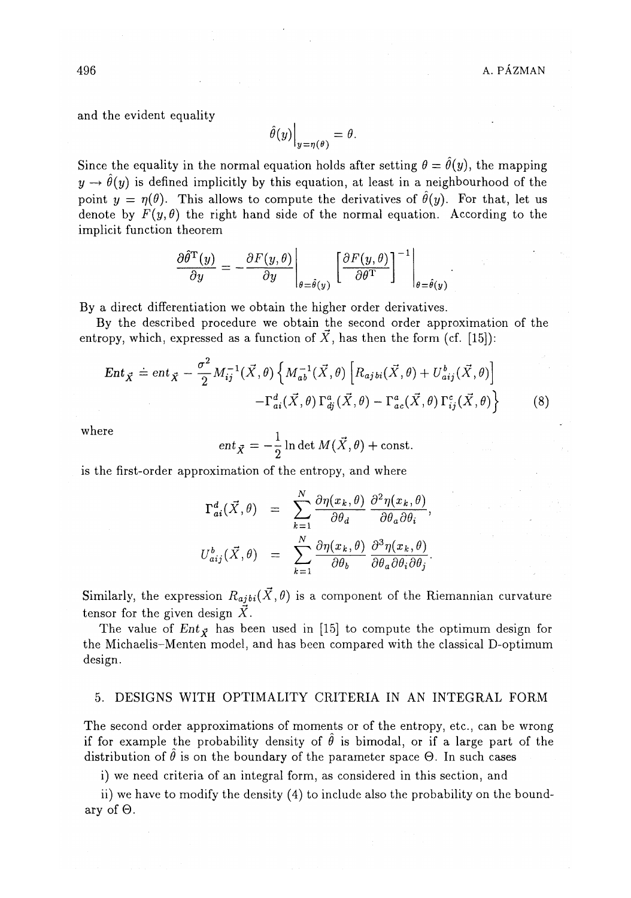and the evident equality

$$\hat{\theta}(y)\Big|_{y=\eta(\theta)} = \theta.$$

Since the equality in the normal equation holds after setting $\theta = \hat{\theta}(y)$, the mapping $y \to \hat{\theta}(y)$ is defined implicitly by this equation, at least in a neighbourhood of the point $y = \eta(\theta)$. This allows to compute the derivatives of $\hat{\theta}(y)$. For that, let us denote by $F(y, \theta)$ the right hand side of the normal equation. According to the implicit function theorem

$$\frac{\partial \hat{\theta}^{\mathrm{T}}(y)}{\partial y} = - \frac{\partial F(y,\theta)}{\partial y}\bigg|_{\theta=\hat{\theta}(y)} \left[\frac{\partial F(y,\theta)}{\partial \theta^{\mathrm{T}}}\right]^{-1}\bigg|_{\theta=\hat{\theta}(y)}.$$

By a direct differentiation we obtain the higher order derivatives.

By the described procedure we obtain the second order approximation of the entropy, which, expressed as a function of $\vec{X}$, has then the form (cf. [15]):

$$\begin{aligned} \boldsymbol{Ent}_{\vec{X}} \doteq \mathit{ent}_{\vec{X}} - \frac{\sigma^2}{2} M_{ij}^{-1}(\vec{X},\theta) \Big\{ M_{ab}^{-1}(\vec{X},\theta) \left[ R_{ajbi}(\vec{X},\theta) + U_{aij}^{b}(\vec{X},\theta) \right] \\ - \Gamma_{ai}^{d}(\vec{X},\theta)\, \Gamma_{dj}^{a}(\vec{X},\theta) - \Gamma_{ac}^{a}(\vec{X},\theta)\, \Gamma_{ij}^{c}(\vec{X},\theta) \Big\} \end{aligned} \tag{8}$$

where

$$\mathit{ent}_{\vec{X}} = -\frac{1}{2} \ln \det M(\vec{X},\theta) + \text{const.}$$

is the first-order approximation of the entropy, and where

$$\begin{aligned} \Gamma_{ai}^{d}(\vec{X},\theta) &= \sum_{k=1}^{N} \frac{\partial \eta(x_k,\theta)}{\partial \theta_d} \frac{\partial^2 \eta(x_k,\theta)}{\partial \theta_a \partial \theta_i}, \\ U_{aij}^{b}(\vec{X},\theta) &= \sum_{k=1}^{N} \frac{\partial \eta(x_k,\theta)}{\partial \theta_b} \frac{\partial^3 \eta(x_k,\theta)}{\partial \theta_a \partial \theta_i \partial \theta_j}. \end{aligned}$$

Similarly, the expression $R_{ajbi}(\vec{X},\theta)$ is a component of the Riemannian curvature tensor for the given design $\vec{X}$.

The value of $\boldsymbol{Ent}_{\vec{X}}$ has been used in [15] to compute the optimum design for the Michaelis–Menten model, and has been compared with the classical D-optimum design.

## 5. DESIGNS WITH OPTIMALITY CRITERIA IN AN INTEGRAL FORM

The second order approximations of moments or of the entropy, etc., can be wrong if for example the probability density of $\hat{\theta}$ is bimodal, or if a large part of the distribution of $\hat{\theta}$ is on the boundary of the parameter space $\Theta$. In such cases

i) we need criteria of an integral form, as considered in this section, and

ii) we have to modify the density (4) to include also the probability on the boundary of $\Theta$.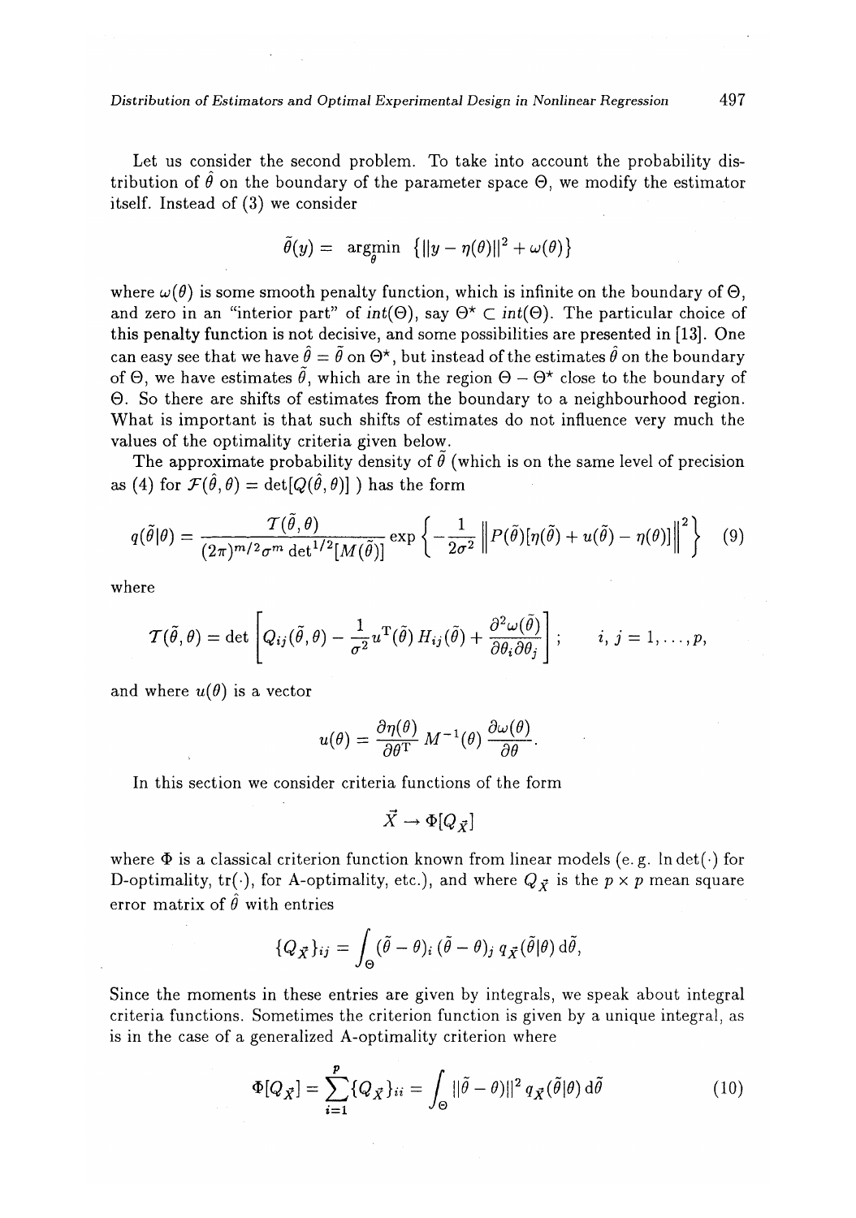Let us consider the second problem. To take into account the probability distribution of $\hat{\theta}$ on the boundary of the parameter space $\Theta$, we modify the estimator itself. Instead of (3) we consider

$$\tilde{\theta}(y) = \underset{\theta}{\text{argmin}} \; \{\|y - \eta(\theta)\|^2 + \omega(\theta)\}$$

where $\omega(\theta)$ is some smooth penalty function, which is infinite on the boundary of $\Theta$, and zero in an "interior part" of $int(\Theta)$, say $\Theta^\star \subset int(\Theta)$. The particular choice of this penalty function is not decisive, and some possibilities are presented in [13]. One can easy see that we have $\hat{\theta} = \tilde{\theta}$ on $\Theta^\star$, but instead of the estimates $\hat{\theta}$ on the boundary of $\Theta$, we have estimates $\tilde{\theta}$, which are in the region $\Theta - \Theta^\star$ close to the boundary of $\Theta$. So there are shifts of estimates from the boundary to a neighbourhood region. What is important is that such shifts of estimates do not influence very much the values of the optimality criteria given below.

The approximate probability density of $\tilde{\theta}$ (which is on the same level of precision as (4) for $\mathcal{F}(\hat{\theta}, \theta) = \det[Q(\hat{\theta}, \theta)]$ ) has the form

$$q(\tilde{\theta}|\theta) = \frac{\mathcal{T}(\tilde{\theta}, \theta)}{(2\pi)^{m/2} \sigma^m \det^{1/2}[M(\tilde{\theta})]} \exp\left\{-\frac{1}{2\sigma^2} \left\| P(\tilde{\theta})[\eta(\tilde{\theta}) + u(\tilde{\theta}) - \eta(\theta)] \right\|^2 \right\} \tag{9}$$

where

$$\mathcal{T}(\tilde{\theta}, \theta) = \det\left[Q_{ij}(\tilde{\theta}, \theta) - \frac{1}{\sigma^2} u^{\mathrm{T}}(\tilde{\theta})\, H_{ij}(\tilde{\theta}) + \frac{\partial^2 \omega(\tilde{\theta})}{\partial \theta_i \partial \theta_j}\right]; \qquad i, j = 1, \ldots, p,$$

and where $u(\theta)$ is a vector

$$u(\theta) = \frac{\partial \eta(\theta)}{\partial \theta^{\mathrm{T}}}\, M^{-1}(\theta)\, \frac{\partial \omega(\theta)}{\partial \theta}.$$

In this section we consider criteria functions of the form

$$\vec{X} \to \Phi[Q_{\vec{X}}]$$

where $\Phi$ is a classical criterion function known from linear models (e. g. $\ln\det(\cdot)$ for D-optimality, $\mathrm{tr}(\cdot)$, for A-optimality, etc.), and where $Q_{\vec{X}}$ is the $p \times p$ mean square error matrix of $\hat{\theta}$ with entries

$$\{Q_{\vec{X}}\}_{ij} = \int_\Theta (\tilde{\theta} - \theta)_i\, (\tilde{\theta} - \theta)_j\, q_{\vec{X}}(\tilde{\theta}|\theta)\, \mathrm{d}\tilde{\theta},$$

Since the moments in these entries are given by integrals, we speak about integral criteria functions. Sometimes the criterion function is given by a unique integral, as is in the case of a generalized A-optimality criterion where

$$\Phi[Q_{\vec{X}}] = \sum_{i=1}^{p} \{Q_{\vec{X}}\}_{ii} = \int_\Theta \|\tilde{\theta} - \theta)\|^2\, q_{\vec{X}}(\tilde{\theta}|\theta)\, \mathrm{d}\tilde{\theta} \tag{10}$$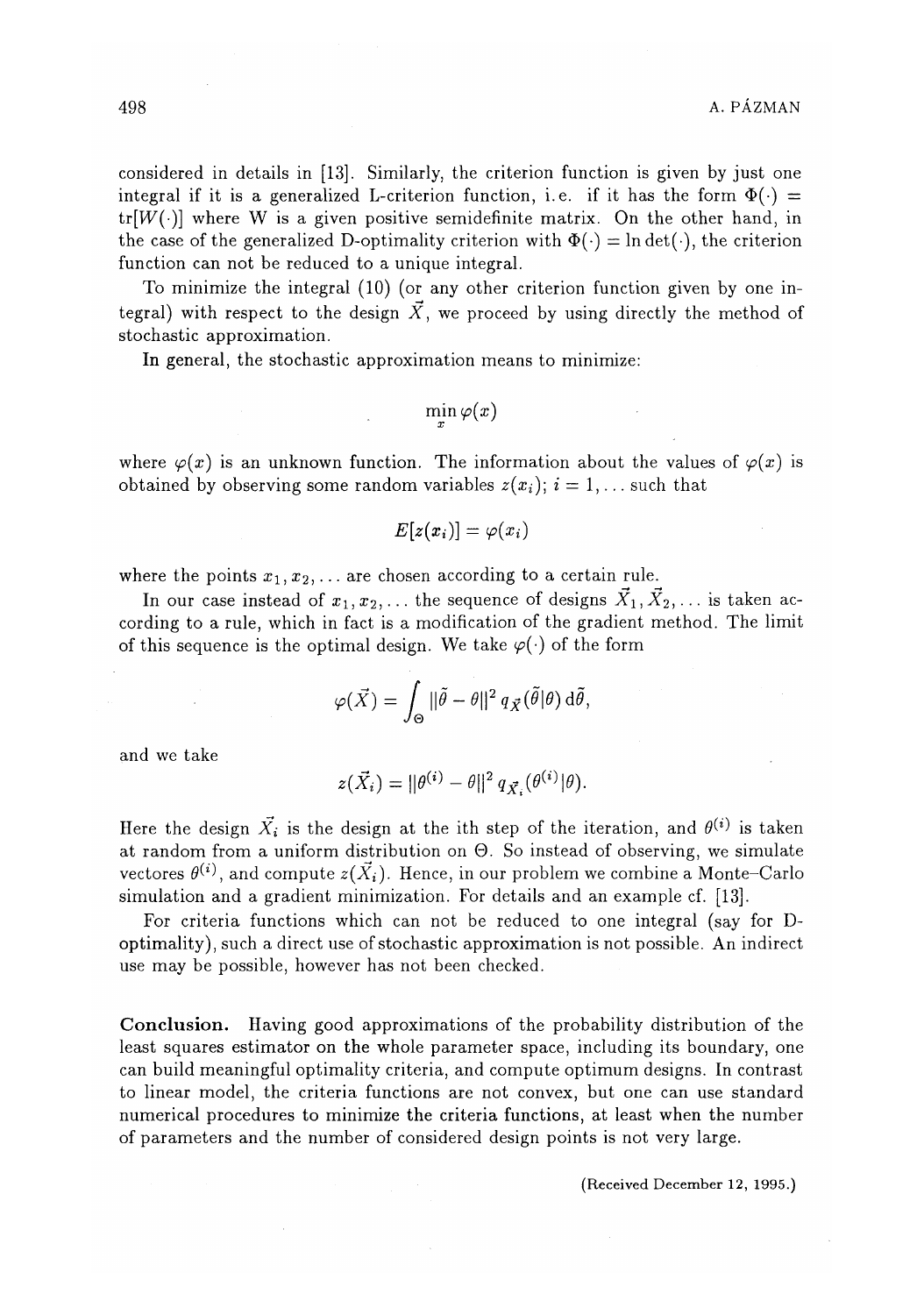considered in details in [13]. Similarly, the criterion function is given by just one integral if it is a generalized L-criterion function, i.e. if it has the form $\Phi(\cdot) = \mathrm{tr}[W(\cdot)]$ where W is a given positive semidefinite matrix. On the other hand, in the case of the generalized D-optimality criterion with $\Phi(\cdot) = \ln\det(\cdot)$, the criterion function can not be reduced to a unique integral.

To minimize the integral (10) (or any other criterion function given by one integral) with respect to the design $\vec{X}$, we proceed by using directly the method of stochastic approximation.

In general, the stochastic approximation means to minimize:

$$\min_{x} \varphi(x)$$

where $\varphi(x)$ is an unknown function. The information about the values of $\varphi(x)$ is obtained by observing some random variables $z(x_i)$; $i = 1, \ldots$ such that

$$E[z(x_i)] = \varphi(x_i)$$

where the points $x_1, x_2, \ldots$ are chosen according to a certain rule.

In our case instead of $x_1, x_2, \ldots$ the sequence of designs $\vec{X}_1, \vec{X}_2, \ldots$ is taken according to a rule, which in fact is a modification of the gradient method. The limit of this sequence is the optimal design. We take $\varphi(\cdot)$ of the form

$$\varphi(\vec{X}) = \int_{\Theta} \|\tilde{\theta} - \theta\|^2 \, q_{\vec{X}}(\tilde{\theta}|\theta) \, \mathrm{d}\tilde{\theta},$$

and we take

$$z(\vec{X}_i) = \|\theta^{(i)} - \theta\|^2 \, q_{\vec{X}_i}(\theta^{(i)}|\theta).$$

Here the design $\vec{X}_i$ is the design at the ith step of the iteration, and $\theta^{(i)}$ is taken at random from a uniform distribution on $\Theta$. So instead of observing, we simulate vectores $\theta^{(i)}$, and compute $z(\vec{X}_i)$. Hence, in our problem we combine a Monte–Carlo simulation and a gradient minimization. For details and an example cf. [13].

For criteria functions which can not be reduced to one integral (say for D-optimality), such a direct use of stochastic approximation is not possible. An indirect use may be possible, however has not been checked.

**Conclusion.** Having good approximations of the probability distribution of the least squares estimator on the whole parameter space, including its boundary, one can build meaningful optimality criteria, and compute optimum designs. In contrast to linear model, the criteria functions are not convex, but one can use standard numerical procedures to minimize the criteria functions, at least when the number of parameters and the number of considered design points is not very large.

(Received December 12, 1995.)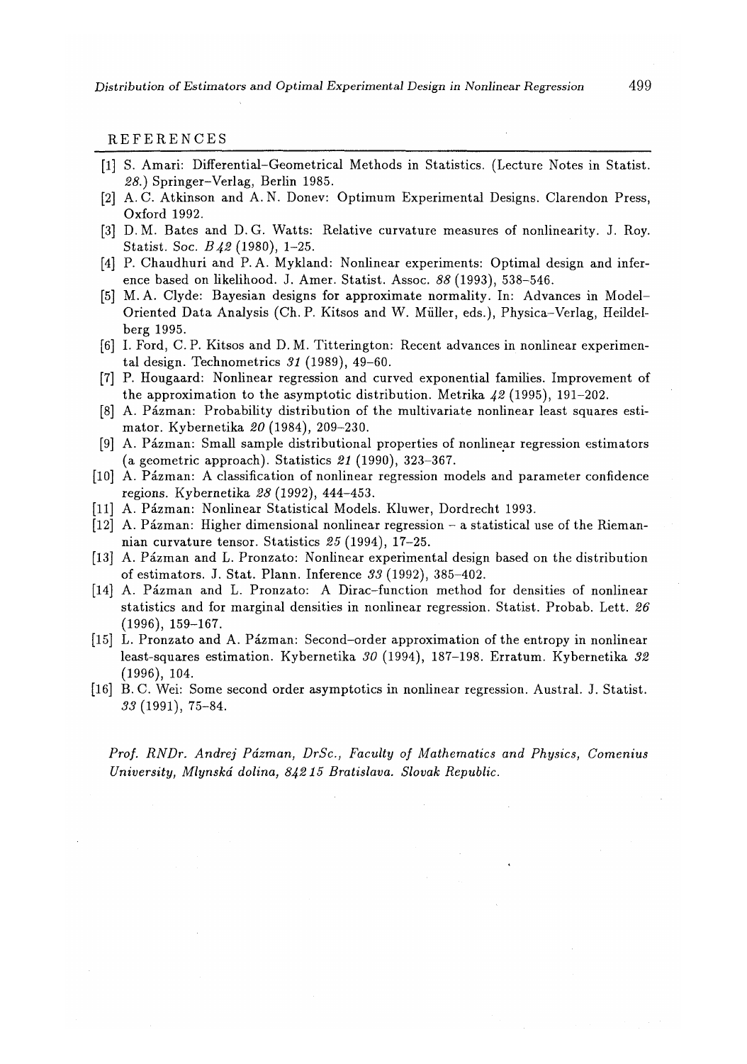## REFERENCES

[1] S. Amari: Differential-Geometrical Methods in Statistics. (Lecture Notes in Statist. *28*.) Springer–Verlag, Berlin 1985.

[2] A. C. Atkinson and A. N. Donev: Optimum Experimental Designs. Clarendon Press, Oxford 1992.

[3] D. M. Bates and D. G. Watts: Relative curvature measures of nonlinearity. J. Roy. Statist. Soc. *B 42* (1980), 1–25.

[4] P. Chaudhuri and P. A. Mykland: Nonlinear experiments: Optimal design and inference based on likelihood. J. Amer. Statist. Assoc. *88* (1993), 538–546.

[5] M. A. Clyde: Bayesian designs for approximate normality. In: Advances in Model–Oriented Data Analysis (Ch. P. Kitsos and W. Müller, eds.), Physica–Verlag, Heildelberg 1995.

[6] I. Ford, C. P. Kitsos and D. M. Titterington: Recent advances in nonlinear experimental design. Technometrics *31* (1989), 49–60.

[7] P. Hougaard: Nonlinear regression and curved exponential families. Improvement of the approximation to the asymptotic distribution. Metrika *42* (1995), 191–202.

[8] A. Pázman: Probability distribution of the multivariate nonlinear least squares estimator. Kybernetika *20* (1984), 209–230.

[9] A. Pázman: Small sample distributional properties of nonlinear regression estimators (a geometric approach). Statistics *21* (1990), 323–367.

[10] A. Pázman: A classification of nonlinear regression models and parameter confidence regions. Kybernetika *28* (1992), 444–453.

[11] A. Pázman: Nonlinear Statistical Models. Kluwer, Dordrecht 1993.

[12] A. Pázman: Higher dimensional nonlinear regression – a statistical use of the Riemannian curvature tensor. Statistics *25* (1994), 17–25.

[13] A. Pázman and L. Pronzato: Nonlinear experimental design based on the distribution of estimators. J. Stat. Plann. Inference *33* (1992), 385–402.

[14] A. Pázman and L. Pronzato: A Dirac–function method for densities of nonlinear statistics and for marginal densities in nonlinear regression. Statist. Probab. Lett. *26* (1996), 159–167.

[15] L. Pronzato and A. Pázman: Second–order approximation of the entropy in nonlinear least-squares estimation. Kybernetika *30* (1994), 187–198. Erratum. Kybernetika *32* (1996), 104.

[16] B. C. Wei: Some second order asymptotics in nonlinear regression. Austral. J. Statist. *33* (1991), 75–84.

*Prof. RNDr. Andrej Pázman, DrSc., Faculty of Mathematics and Physics, Comenius University, Mlynská dolina, 842 15 Bratislava. Slovak Republic.*